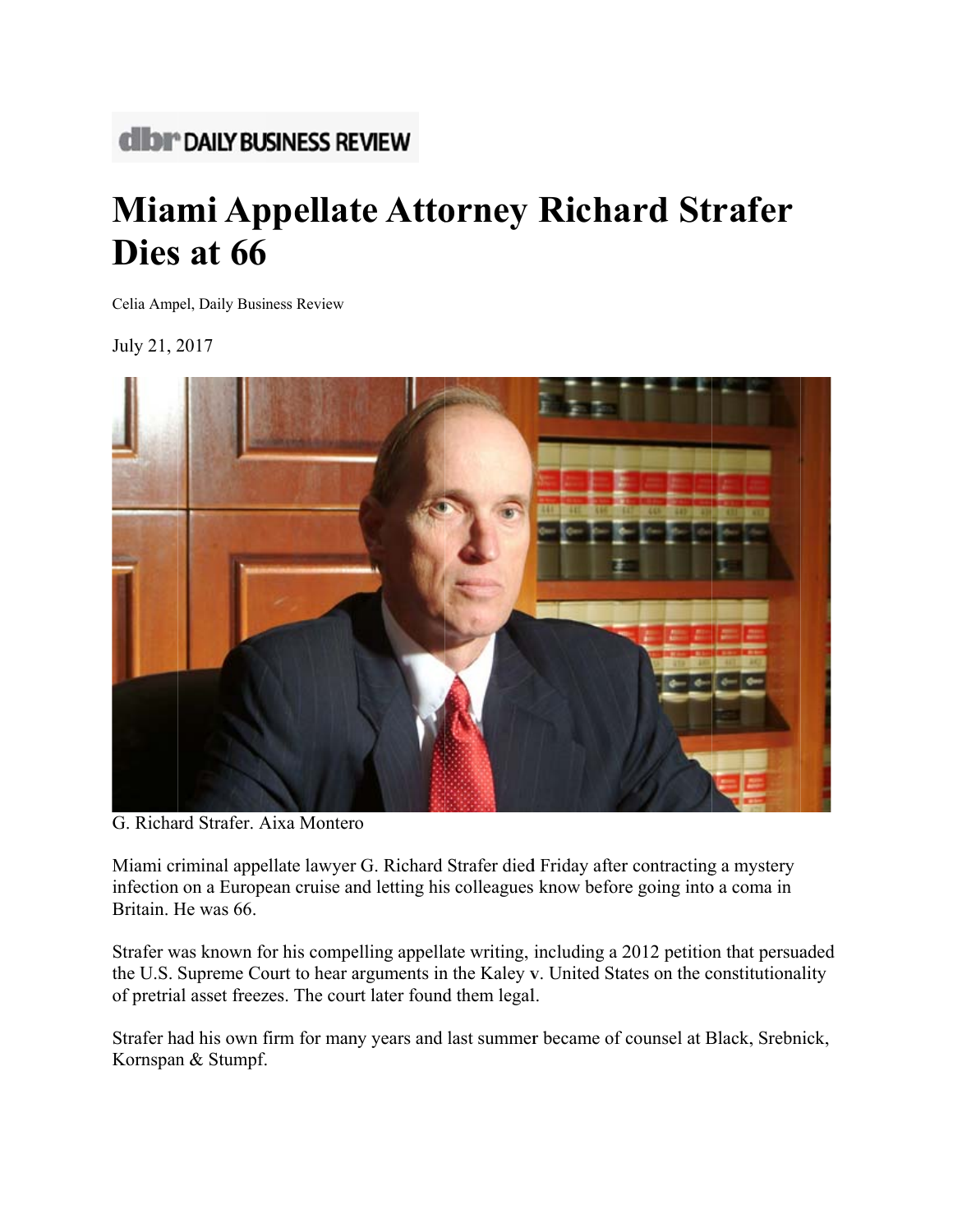**dbr DAILY BUSINESS REVIEW**

# Miami Appellate Attorney Richard Strafer Dies at 66

Celia Ampel, Daily Business Review

July 21, 2017

G. Richard Strafer. Aixa Montero

Miami criminal appellate lawyer G. Richard Strafer died Friday after contracting a mystery infection on a European cruise and letting his colleagues know before going into a coma in Britain. He was 66.

Strafer was known for his compelling appellate writing, including a 2012 petition that persuaded the U.S. Supreme Court to hear arguments in the Kaley v. United States on the constitutionality of pretrial asset freezes. The court later found them legal.

Strafer had his own firm for many years and last summer became of counsel at Black, Srebnick, Kornspan & Stumpf.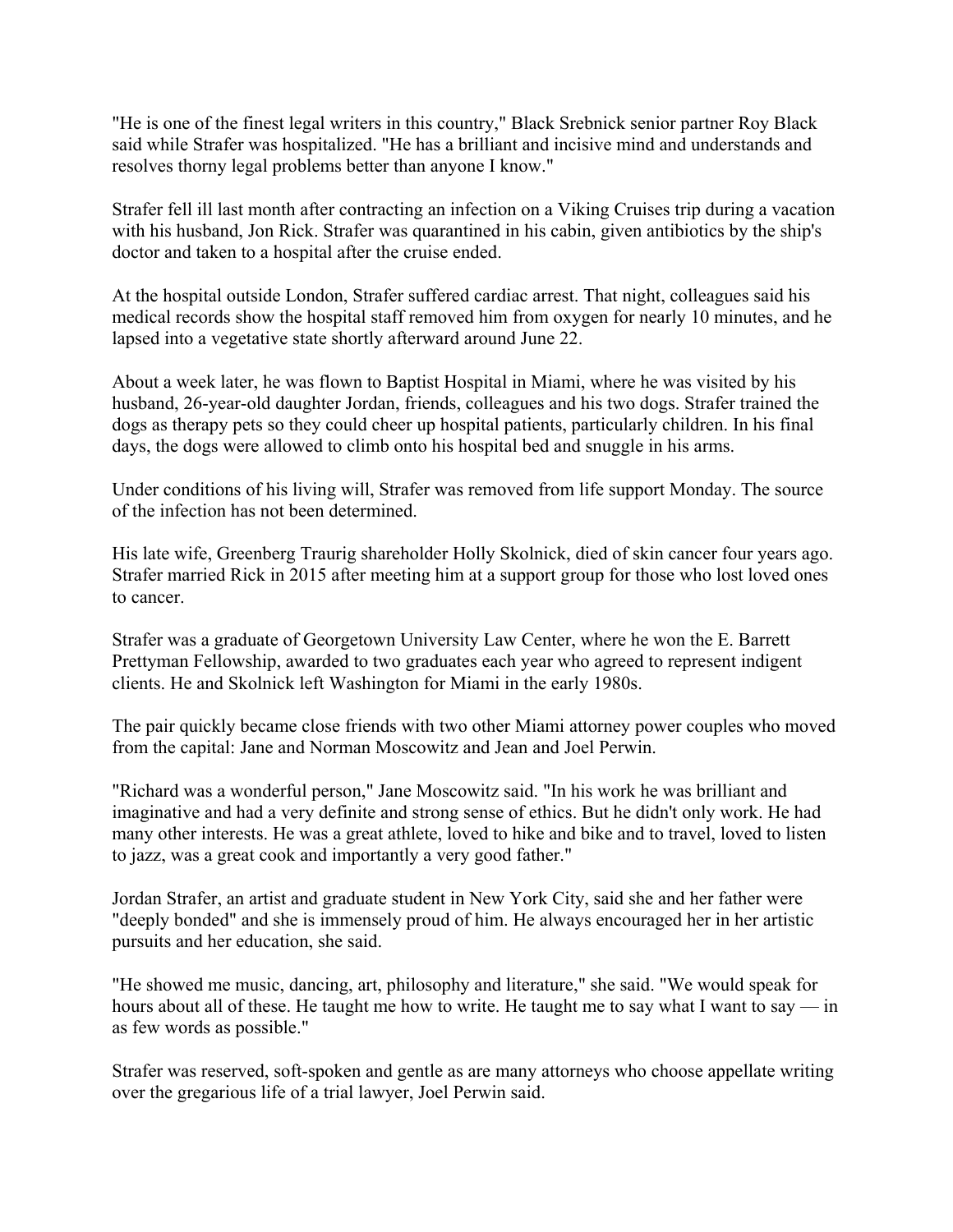"He is one of the finest legal writers in this country," Black Srebnick senior partner Roy Black said while Strafer was hospitalized. "He has a brilliant and incisive mind and understands and resolves thorny legal problems better than anyone I know."

Strafer fell ill last month after contracting an infection on a Viking Cruises trip during a vacation with his husband, Jon Rick. Strafer was quarantined in his cabin, given antibiotics by the ship's doctor and taken to a hospital after the cruise ended.

At the hospital outside London, Strafer suffered cardiac arrest. That night, colleagues said his medical records show the hospital staff removed him from oxygen for nearly 10 minutes, and he lapsed into a vegetative state shortly afterward around June 22.

About a week later, he was flown to Baptist Hospital in Miami, where he was visited by his husband, 26-year-old daughter Jordan, friends, colleagues and his two dogs. Strafer trained the dogs as therapy pets so they could cheer up hospital patients, particularly children. In his final days, the dogs were allowed to climb onto his hospital bed and snuggle in his arms.

Under conditions of his living will, Strafer was removed from life support Monday. The source of the infection has not been determined.

His late wife, Greenberg Traurig shareholder Holly Skolnick, died of skin cancer four years ago. Strafer married Rick in 2015 after meeting him at a support group for those who lost loved ones to cancer.

Strafer was a graduate of Georgetown University Law Center, where he won the E. Barrett Prettyman Fellowship, awarded to two graduates each year who agreed to represent indigent clients. He and Skolnick left Washington for Miami in the early 1980s.

The pair quickly became close friends with two other Miami attorney power couples who moved from the capital: Jane and Norman Moscowitz and Jean and Joel Perwin.

"Richard was a wonderful person," Jane Moscowitz said. "In his work he was brilliant and imaginative and had a very definite and strong sense of ethics. But he didn't only work. He had many other interests. He was a great athlete, loved to hike and bike and to travel, loved to listen to jazz, was a great cook and importantly a very good father."

Jordan Strafer, an artist and graduate student in New York City, said she and her father were "deeply bonded" and she is immensely proud of him. He always encouraged her in her artistic pursuits and her education, she said.

"He showed me music, dancing, art, philosophy and literature," she said. "We would speak for hours about all of these. He taught me how to write. He taught me to say what I want to say — in as few words as possible."

Strafer was reserved, soft-spoken and gentle as are many attorneys who choose appellate writing over the gregarious life of a trial lawyer, Joel Perwin said.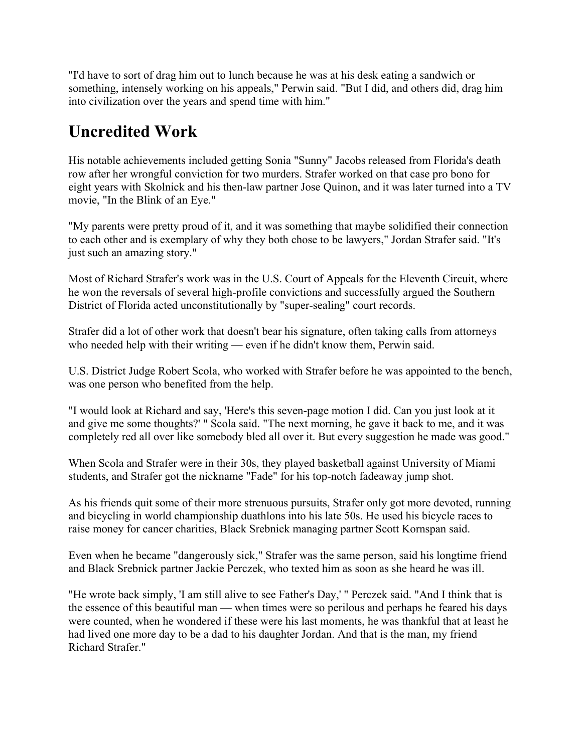"I'd have to sort of drag him out to lunch because he was at his desk eating a sandwich or something, intensely working on his appeals," Perwin said. "But I did, and others did, drag him into civilization over the years and spend time with him."

## Uncredited Work

His notable achievements included getting Sonia "Sunny" Jacobs released from Florida's death row after her wrongful conviction for two murders. Strafer worked on that case pro bono for eight years with Skolnick and his then-law partner Jose Quinon, and it was later turned into a TV movie, "In the Blink of an Eye."

"My parents were pretty proud of it, and it was something that maybe solidified their connection to each other and is exemplary of why they both chose to be lawyers," Jordan Strafer said. "It's just such an amazing story."

Most of Richard Strafer's work was in the U.S. Court of Appeals for the Eleventh Circuit, where he won the reversals of several high-profile convictions and successfully argued the Southern District of Florida acted unconstitutionally by "super-sealing" court records.

Strafer did a lot of other work that doesn't bear his signature, often taking calls from attorneys who needed help with their writing — even if he didn't know them, Perwin said.

U.S. District Judge Robert Scola, who worked with Strafer before he was appointed to the bench, was one person who benefited from the help.

"I would look at Richard and say, 'Here's this seven-page motion I did. Can you just look at it and give me some thoughts?' " Scola said. "The next morning, he gave it back to me, and it was completely red all over like somebody bled all over it. But every suggestion he made was good."

When Scola and Strafer were in their 30s, they played basketball against University of Miami students, and Strafer got the nickname "Fade" for his top-notch fadeaway jump shot.

As his friends quit some of their more strenuous pursuits, Strafer only got more devoted, running and bicycling in world championship duathlons into his late 50s. He used his bicycle races to raise money for cancer charities, Black Srebnick managing partner Scott Kornspan said.

Even when he became "dangerously sick," Strafer was the same person, said his longtime friend and Black Srebnick partner Jackie Perczek, who texted him as soon as she heard he was ill.

"He wrote back simply, 'I am still alive to see Father's Day,' " Perczek said. "And I think that is the essence of this beautiful man — when times were so perilous and perhaps he feared his days were counted, when he wondered if these were his last moments, he was thankful that at least he had lived one more day to be a dad to his daughter Jordan. And that is the man, my friend Richard Strafer."